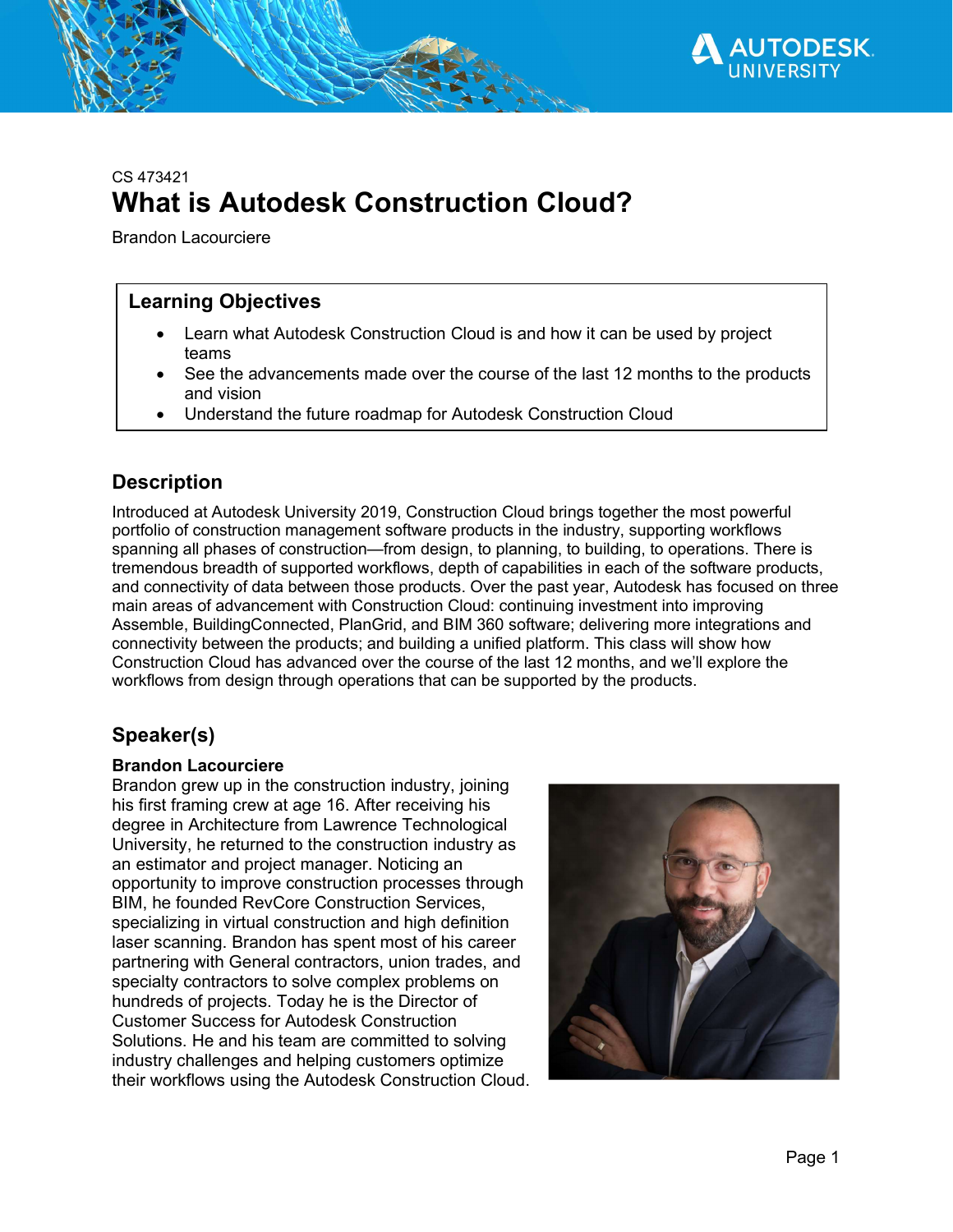CS 473421

# What is Autodesk Construction Cloud?

Brandon Lacourciere

## Learning Objectives

- Learn what Autodesk Construction Cloud is and how it can be used by project teams
- See the advancements made over the course of the last 12 months to the products and vision
- Understand the future roadmap for Autodesk Construction Cloud

## Description

Introduced at Autodesk University 2019, Construction Cloud brings together the most powerful portfolio of construction management software products in the industry, supporting workflows spanning all phases of construction—from design, to planning, to building, to operations. There is tremendous breadth of supported workflows, depth of capabilities in each of the software products, and connectivity of data between those products. Over the past year, Autodesk has focused on three main areas of advancement with Construction Cloud: continuing investment into improving Assemble, BuildingConnected, PlanGrid, and BIM 360 software; delivering more integrations and connectivity between the products; and building a unified platform. This class will show how Construction Cloud has advanced over the course of the last 12 months, and we'll explore the workflows from design through operations that can be supported by the products.

## Speaker(s)

**Brandon Lacourciere**

Brandon grew up in the construction industry, joining his first framing crew at age 16. After receiving his degree in Architecture from Lawrence Technological University, he returned to the construction industry as an estimator and project manager. Noticing an opportunity to improve construction processes through BIM, he founded RevCore Construction Services, specializing in virtual construction and high definition laser scanning. Brandon has spent most of his career partnering with General contractors, union trades, and specialty contractors to solve complex problems on hundreds of projects. Today he is the Director of Customer Success for Autodesk Construction Solutions. He and his team are committed to solving industry challenges and helping customers optimize their workflows using the Autodesk Construction Cloud.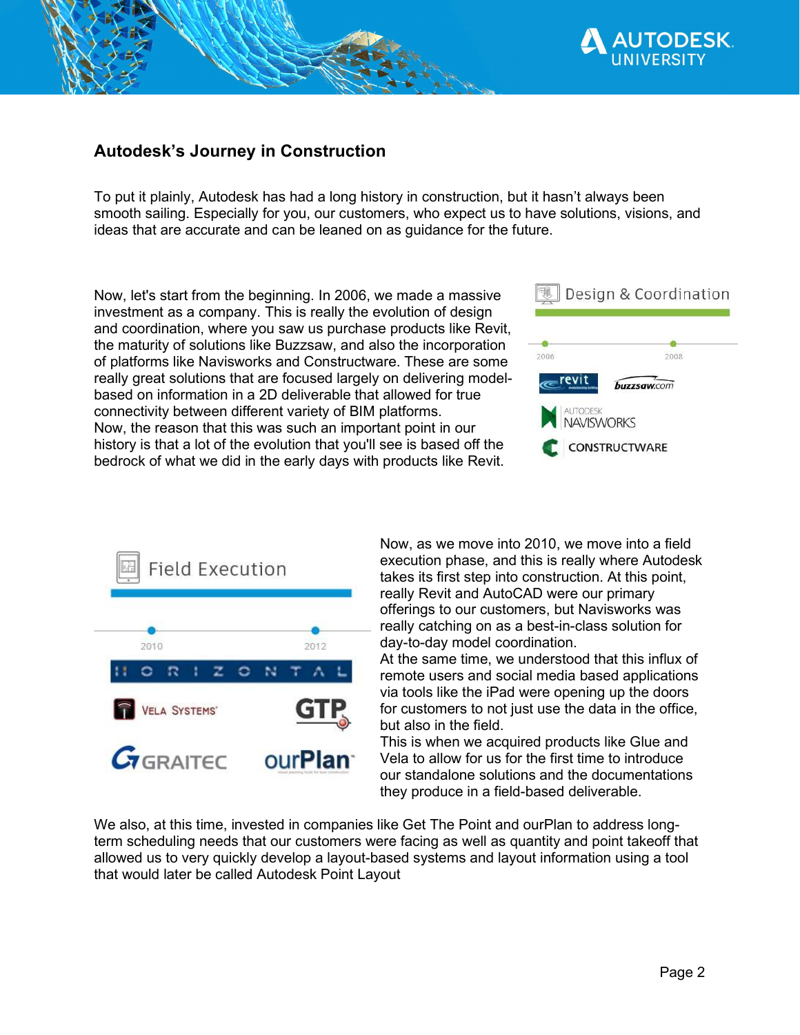## Autodesk's Journey in Construction

To put it plainly, Autodesk has had a long history in construction, but it hasn't always been smooth sailing. Especially for you, our customers, who expect us to have solutions, visions, and ideas that are accurate and can be leaned on as guidance for the future.

Now, let's start from the beginning. In 2006, we made a massive investment as a company. This is really the evolution of design and coordination, where you saw us purchase products like Revit, the maturity of solutions like Buzzsaw, and also the incorporation of platforms like Navisworks and Constructware. These are some really great solutions that are focused largely on delivering model-based on information in a 2D deliverable that allowed for true connectivity between different variety of BIM platforms.
Now, the reason that this was such an important point in our history is that a lot of the evolution that you'll see is based off the bedrock of what we did in the early days with products like Revit.

Now, as we move into 2010, we move into a field execution phase, and this is really where Autodesk takes its first step into construction. At this point, really Revit and AutoCAD were our primary offerings to our customers, but Navisworks was really catching on as a best-in-class solution for day-to-day model coordination.
At the same time, we understood that this influx of remote users and social media based applications via tools like the iPad were opening up the doors for customers to not just use the data in the office, but also in the field.
This is when we acquired products like Glue and Vela to allow for us for the first time to introduce our standalone solutions and the documentations they produce in a field-based deliverable.

We also, at this time, invested in companies like Get The Point and ourPlan to address long-term scheduling needs that our customers were facing as well as quantity and point takeoff that allowed us to very quickly develop a layout-based systems and layout information using a tool that would later be called Autodesk Point Layout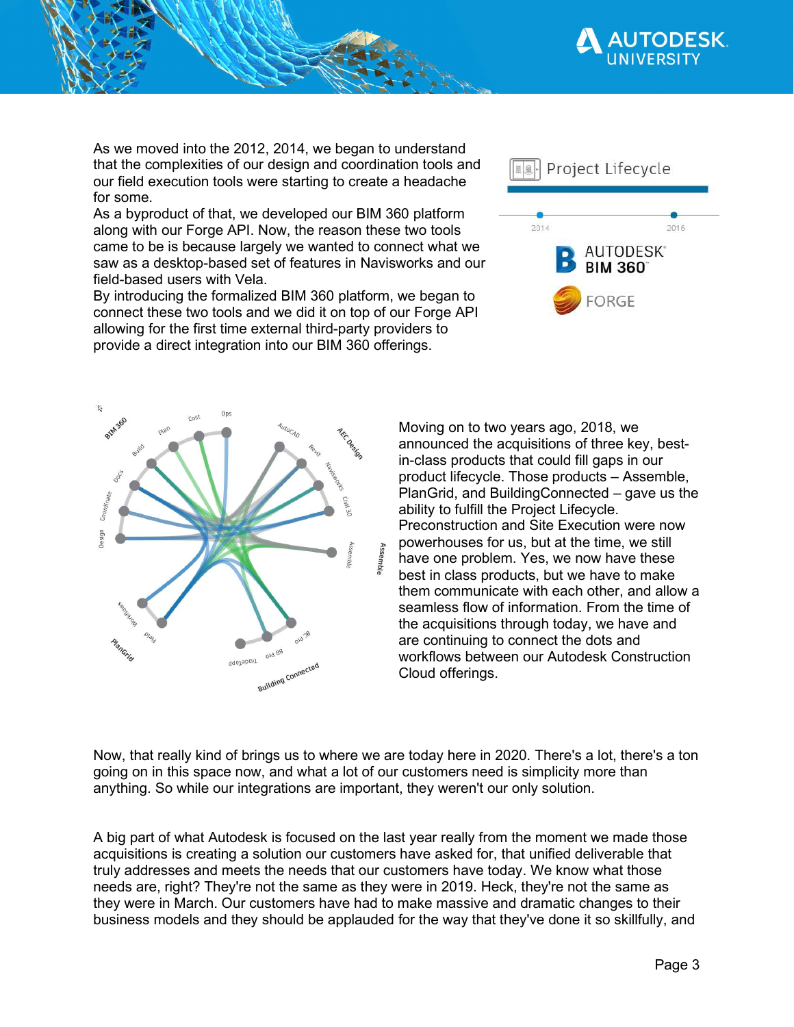As we moved into the 2012, 2014, we began to understand that the complexities of our design and coordination tools and our field execution tools were starting to create a headache for some.

As a byproduct of that, we developed our BIM 360 platform along with our Forge API. Now, the reason these two tools came to be is because largely we wanted to connect what we saw as a desktop-based set of features in Navisworks and our field-based users with Vela.

By introducing the formalized BIM 360 platform, we began to connect these two tools and we did it on top of our Forge API allowing for the first time external third-party providers to provide a direct integration into our BIM 360 offerings.

Moving on to two years ago, 2018, we announced the acquisitions of three key, best-in-class products that could fill gaps in our product lifecycle. Those products – Assemble, PlanGrid, and BuildingConnected – gave us the ability to fulfill the Project Lifecycle. Preconstruction and Site Execution were now powerhouses for us, but at the time, we still have one problem. Yes, we now have these best in class products, but we have to make them communicate with each other, and allow a seamless flow of information. From the time of the acquisitions through today, we have and are continuing to connect the dots and workflows between our Autodesk Construction Cloud offerings.

Now, that really kind of brings us to where we are today here in 2020. There's a lot, there's a ton going on in this space now, and what a lot of our customers need is simplicity more than anything. So while our integrations are important, they weren't our only solution.

A big part of what Autodesk is focused on the last year really from the moment we made those acquisitions is creating a solution our customers have asked for, that unified deliverable that truly addresses and meets the needs that our customers have today. We know what those needs are, right? They're not the same as they were in 2019. Heck, they're not the same as they were in March. Our customers have had to make massive and dramatic changes to their business models and they should be applauded for the way that they've done it so skillfully, and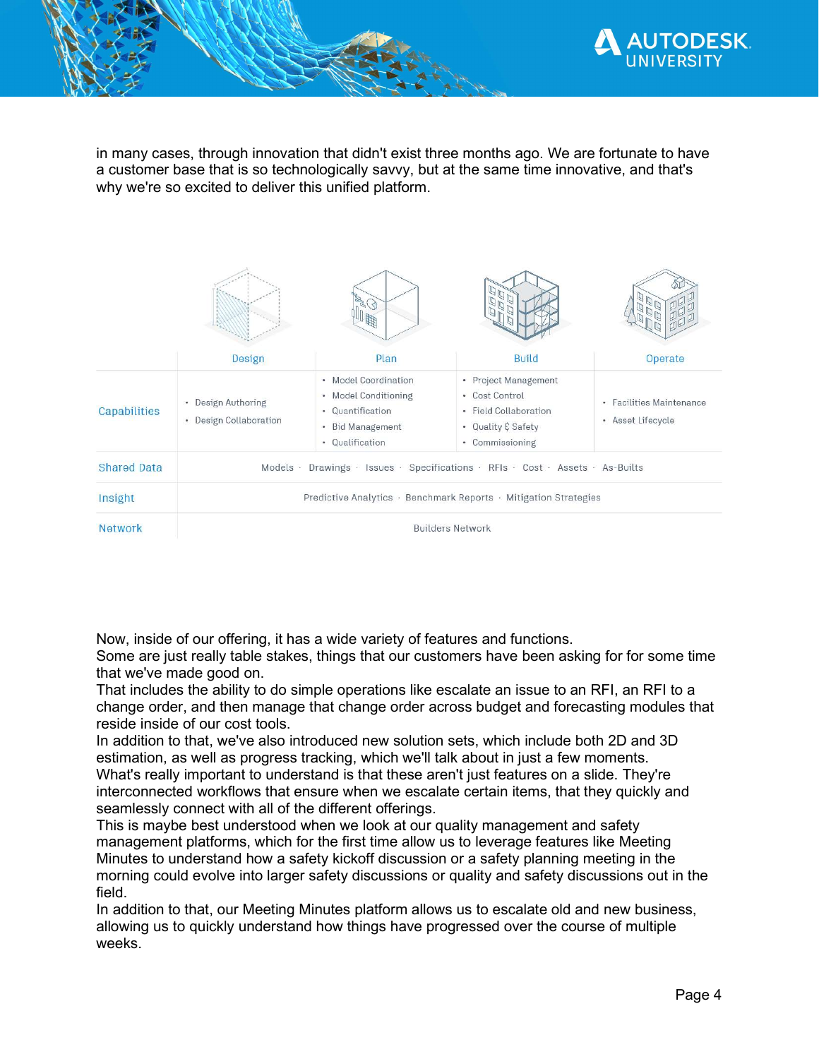in many cases, through innovation that didn't exist three months ago. We are fortunate to have a customer base that is so technologically savvy, but at the same time innovative, and that's why we're so excited to deliver this unified platform.

| | Design | Plan | Build | Operate |
|---|---|---|---|---|
| Capabilities | • Design Authoring<br>• Design Collaboration | • Model Coordination<br>• Model Conditioning<br>• Quantification<br>• Bid Management<br>• Qualification | • Project Management<br>• Cost Control<br>• Field Collaboration<br>• Quality & Safety<br>• Commissioning | • Facilities Maintenance<br>• Asset Lifecycle |
| Shared Data | Models · Drawings · Issues · Specifications · RFIs · Cost · Assets · As-Builts | | | |
| Insight | Predictive Analytics · Benchmark Reports · Mitigation Strategies | | | |
| Network | Builders Network | | | |

Now, inside of our offering, it has a wide variety of features and functions.
Some are just really table stakes, things that our customers have been asking for for some time that we've made good on.
That includes the ability to do simple operations like escalate an issue to an RFI, an RFI to a change order, and then manage that change order across budget and forecasting modules that reside inside of our cost tools.
In addition to that, we've also introduced new solution sets, which include both 2D and 3D estimation, as well as progress tracking, which we'll talk about in just a few moments.
What's really important to understand is that these aren't just features on a slide. They're interconnected workflows that ensure when we escalate certain items, that they quickly and seamlessly connect with all of the different offerings.
This is maybe best understood when we look at our quality management and safety management platforms, which for the first time allow us to leverage features like Meeting Minutes to understand how a safety kickoff discussion or a safety planning meeting in the morning could evolve into larger safety discussions or quality and safety discussions out in the field.
In addition to that, our Meeting Minutes platform allows us to escalate old and new business, allowing us to quickly understand how things have progressed over the course of multiple weeks.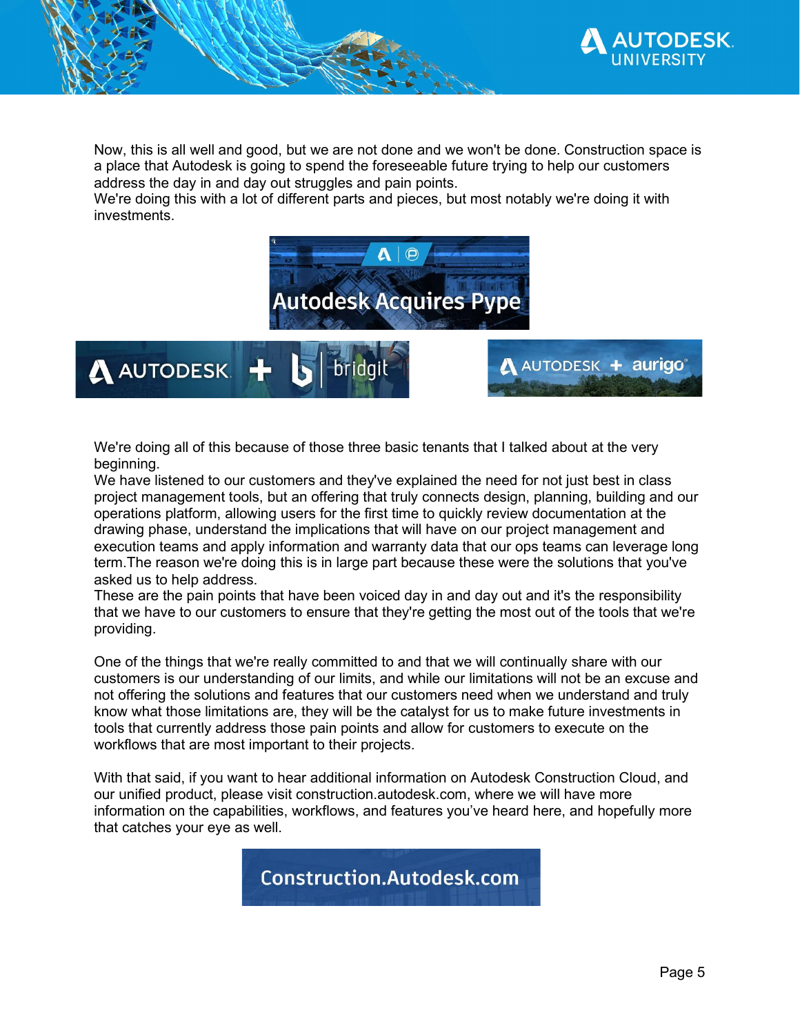Now, this is all well and good, but we are not done and we won't be done. Construction space is a place that Autodesk is going to spend the foreseeable future trying to help our customers address the day in and day out struggles and pain points.
We're doing this with a lot of different parts and pieces, but most notably we're doing it with investments.

Autodesk Acquires Pype

AUTODESK + bridgit

AUTODESK + aurigo

We're doing all of this because of those three basic tenants that I talked about at the very beginning.
We have listened to our customers and they've explained the need for not just best in class project management tools, but an offering that truly connects design, planning, building and our operations platform, allowing users for the first time to quickly review documentation at the drawing phase, understand the implications that will have on our project management and execution teams and apply information and warranty data that our ops teams can leverage long term.The reason we're doing this is in large part because these were the solutions that you've asked us to help address.
These are the pain points that have been voiced day in and day out and it's the responsibility that we have to our customers to ensure that they're getting the most out of the tools that we're providing.

One of the things that we're really committed to and that we will continually share with our customers is our understanding of our limits, and while our limitations will not be an excuse and not offering the solutions and features that our customers need when we understand and truly know what those limitations are, they will be the catalyst for us to make future investments in tools that currently address those pain points and allow for customers to execute on the workflows that are most important to their projects.

With that said, if you want to hear additional information on Autodesk Construction Cloud, and our unified product, please visit construction.autodesk.com, where we will have more information on the capabilities, workflows, and features you've heard here, and hopefully more that catches your eye as well.

Construction.Autodesk.com